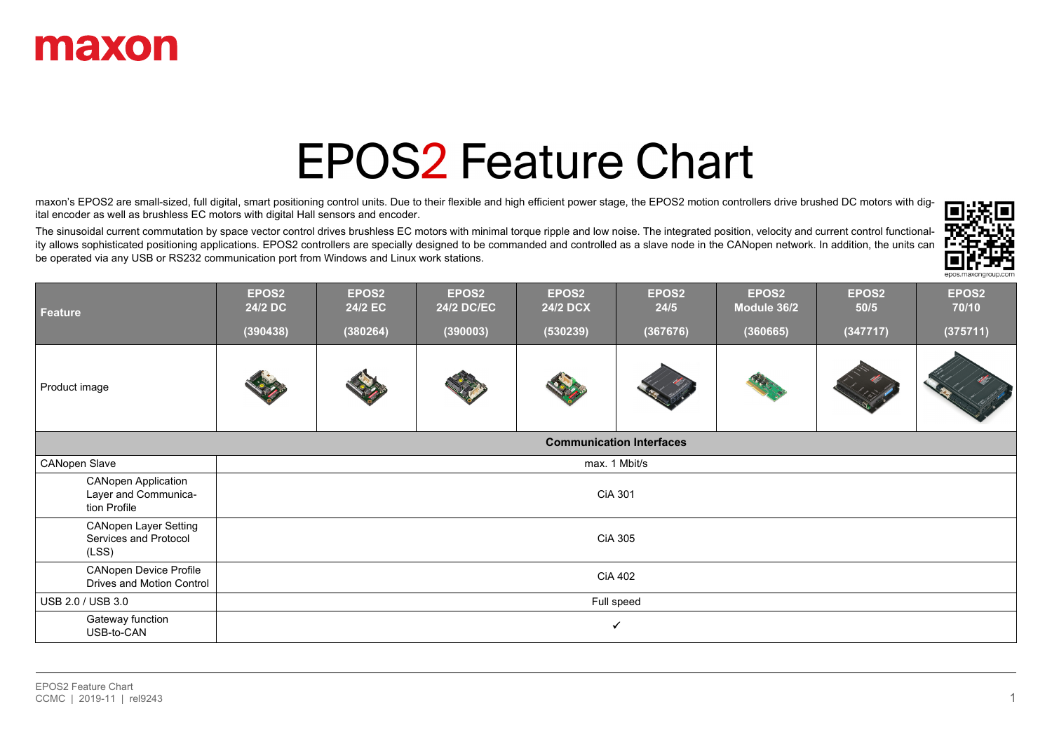# EPOS2 Feature Chart

maxon's EPOS2 are small-sized, full digital, smart positioning control units. Due to their flexible and high efficient power stage, the EPOS2 motion controllers drive brushed DC motors with digital encoder as well as brushless EC motors with digital Hall sensors and encoder.

The sinusoidal current commutation by space vector control drives brushless EC motors with minimal torque ripple and low noise. The integrated position, velocity and current control functionality allows sophisticated positioning applications. EPOS2 controllers are specially designed to be commanded and controlled as a slave node in the CANopen network. In addition, the units can be operated via any USB or RS232 communication port from Windows and Linux work stations.

epos.maxongroup.com

| Feature | EPOS2 24/2 DC (390438) | EPOS2 24/2 EC (380264) | EPOS2 24/2 DC/EC (390003) | EPOS2 24/2 DCX (530239) | EPOS2 24/5 (367676) | EPOS2 Module 36/2 (360665) | EPOS2 50/5 (347717) | EPOS2 70/10 (375711) |
|---|---|---|---|---|---|---|---|---|
| Product image | | | | | | | | |
| **Communication Interfaces** | | | | | | | | |
| CANopen Slave | max. 1 Mbit/s | | | | | | | |
| CANopen Application Layer and Communication Profile | CiA 301 | | | | | | | |
| CANopen Layer Setting Services and Protocol (LSS) | CiA 305 | | | | | | | |
| CANopen Device Profile Drives and Motion Control | CiA 402 | | | | | | | |
| USB 2.0 / USB 3.0 | Full speed | | | | | | | |
| Gateway function USB-to-CAN | ✓ | | | | | | | |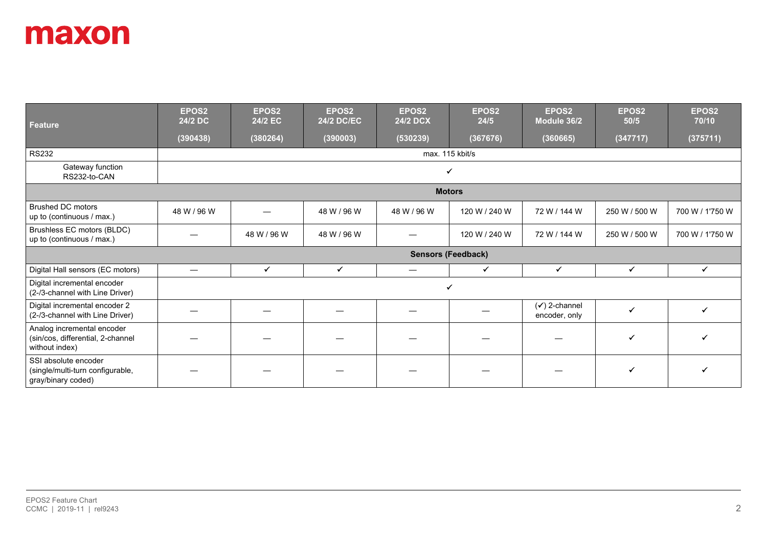**maxon**

| Feature | EPOS2 24/2 DC (390438) | EPOS2 24/2 EC (380264) | EPOS2 24/2 DC/EC (390003) | EPOS2 24/2 DCX (530239) | EPOS2 24/5 (367676) | EPOS2 Module 36/2 (360665) | EPOS2 50/5 (347717) | EPOS2 70/10 (375711) |
|---|---|---|---|---|---|---|---|---|
| RS232 | max. 115 kbit/s | | | | | | | |
| Gateway function RS232-to-CAN | ✓ | | | | | | | |
| **Motors** | | | | | | | | |
| Brushed DC motors up to (continuous / max.) | 48 W / 96 W | — | 48 W / 96 W | 48 W / 96 W | 120 W / 240 W | 72 W / 144 W | 250 W / 500 W | 700 W / 1'750 W |
| Brushless EC motors (BLDC) up to (continuous / max.) | — | 48 W / 96 W | 48 W / 96 W | — | 120 W / 240 W | 72 W / 144 W | 250 W / 500 W | 700 W / 1'750 W |
| **Sensors (Feedback)** | | | | | | | | |
| Digital Hall sensors (EC motors) | — | ✓ | ✓ | — | ✓ | ✓ | ✓ | ✓ |
| Digital incremental encoder (2-/3-channel with Line Driver) | ✓ | | | | | | | |
| Digital incremental encoder 2 (2-/3-channel with Line Driver) | — | — | — | — | — | (✓) 2-channel encoder, only | ✓ | ✓ |
| Analog incremental encoder (sin/cos, differential, 2-channel without index) | — | — | — | — | — | — | ✓ | ✓ |
| SSI absolute encoder (single/multi-turn configurable, gray/binary coded) | — | — | — | — | — | — | ✓ | ✓ |

EPOS2 Feature Chart
CCMC | 2019-11 | rel9243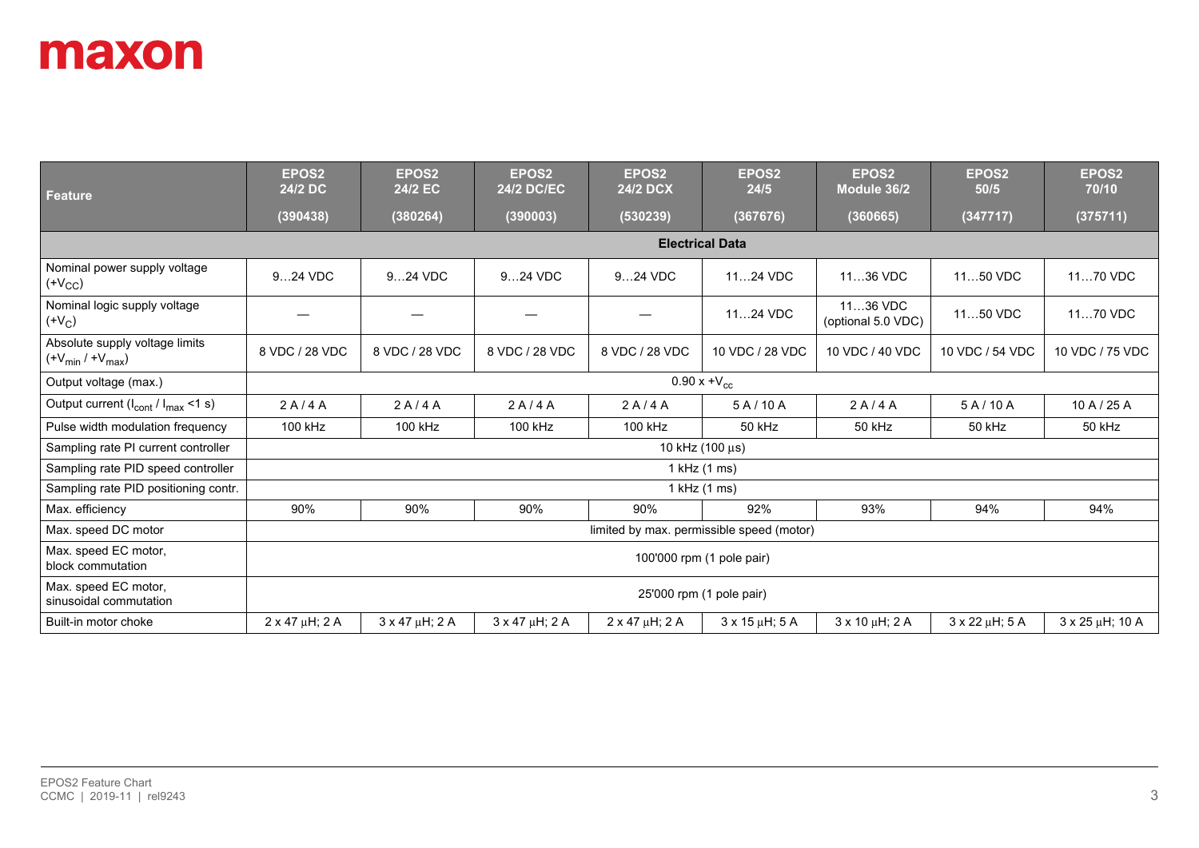| Feature | EPOS2 24/2 DC (390438) | EPOS2 24/2 EC (380264) | EPOS2 24/2 DC/EC (390003) | EPOS2 24/2 DCX (530239) | EPOS2 24/5 (367676) | EPOS2 Module 36/2 (360665) | EPOS2 50/5 (347717) | EPOS2 70/10 (375711) |
|---|---|---|---|---|---|---|---|---|
| **Electrical Data** | | | | | | | | |
| Nominal power supply voltage ($+V_{CC}$) | 9…24 VDC | 9…24 VDC | 9…24 VDC | 9…24 VDC | 11…24 VDC | 11…36 VDC | 11…50 VDC | 11…70 VDC |
| Nominal logic supply voltage ($+V_C$) | — | — | — | — | 11…24 VDC | 11…36 VDC (optional 5.0 VDC) | 11…50 VDC | 11…70 VDC |
| Absolute supply voltage limits ($+V_{min}$ / $+V_{max}$) | 8 VDC / 28 VDC | 8 VDC / 28 VDC | 8 VDC / 28 VDC | 8 VDC / 28 VDC | 10 VDC / 28 VDC | 10 VDC / 40 VDC | 10 VDC / 54 VDC | 10 VDC / 75 VDC |
| Output voltage (max.) | $0.90 \times +V_{cc}$ | | | | | | | |
| Output current ($I_{cont}$ / $I_{max}$ <1 s) | 2 A / 4 A | 2 A / 4 A | 2 A / 4 A | 2 A / 4 A | 5 A / 10 A | 2 A / 4 A | 5 A / 10 A | 10 A / 25 A |
| Pulse width modulation frequency | 100 kHz | 100 kHz | 100 kHz | 100 kHz | 50 kHz | 50 kHz | 50 kHz | 50 kHz |
| Sampling rate PI current controller | 10 kHz (100 µs) | | | | | | | |
| Sampling rate PID speed controller | 1 kHz (1 ms) | | | | | | | |
| Sampling rate PID positioning contr. | 1 kHz (1 ms) | | | | | | | |
| Max. efficiency | 90% | 90% | 90% | 90% | 92% | 93% | 94% | 94% |
| Max. speed DC motor | limited by max. permissible speed (motor) | | | | | | | |
| Max. speed EC motor, block commutation | 100'000 rpm (1 pole pair) | | | | | | | |
| Max. speed EC motor, sinusoidal commutation | 25'000 rpm (1 pole pair) | | | | | | | |
| Built-in motor choke | 2 x 47 µH; 2 A | 3 x 47 µH; 2 A | 3 x 47 µH; 2 A | 2 x 47 µH; 2 A | 3 x 15 µH; 5 A | 3 x 10 µH; 2 A | 3 x 22 µH; 5 A | 3 x 25 µH; 10 A |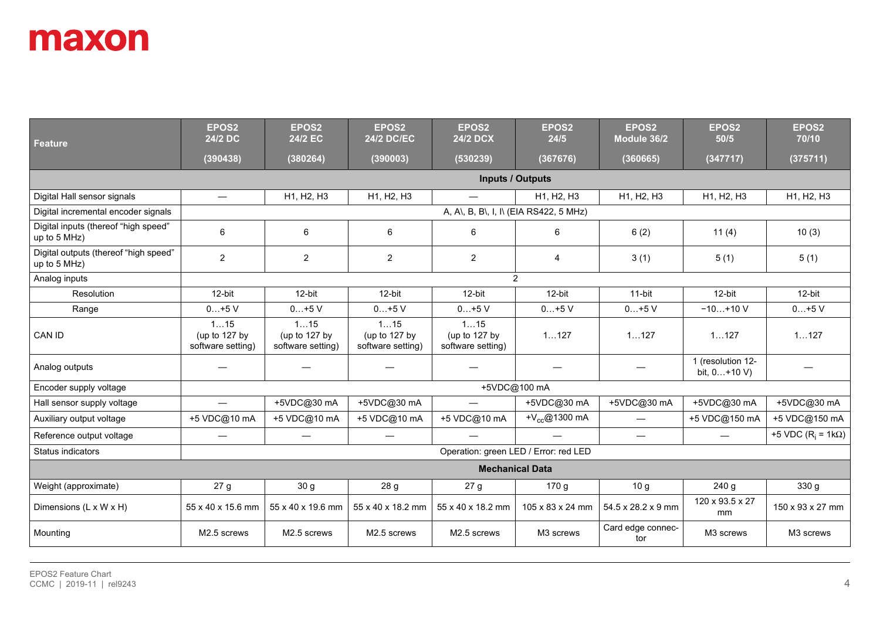| Feature | EPOS2 24/2 DC (390438) | EPOS2 24/2 EC (380264) | EPOS2 24/2 DC/EC (390003) | EPOS2 24/2 DCX (530239) | EPOS2 24/5 (367676) | EPOS2 Module 36/2 (360665) | EPOS2 50/5 (347717) | EPOS2 70/10 (375711) |
|---|---|---|---|---|---|---|---|---|
| **Inputs / Outputs** | | | | | | | | |
| Digital Hall sensor signals | — | H1, H2, H3 | H1, H2, H3 | — | H1, H2, H3 | H1, H2, H3 | H1, H2, H3 | H1, H2, H3 |
| Digital incremental encoder signals | A, A\, B, B\, I, I\ (EIA RS422, 5 MHz) | | | | | | | |
| Digital inputs (thereof "high speed" up to 5 MHz) | 6 | 6 | 6 | 6 | 6 | 6 (2) | 11 (4) | 10 (3) |
| Digital outputs (thereof "high speed" up to 5 MHz) | 2 | 2 | 2 | 2 | 4 | 3 (1) | 5 (1) | 5 (1) |
| Analog inputs | 2 | | | | | | | |
| Resolution | 12-bit | 12-bit | 12-bit | 12-bit | 12-bit | 11-bit | 12-bit | 12-bit |
| Range | 0…+5 V | 0…+5 V | 0…+5 V | 0…+5 V | 0…+5 V | 0…+5 V | −10…+10 V | 0…+5 V |
| CAN ID | 1…15 (up to 127 by software setting) | 1…15 (up to 127 by software setting) | 1…15 (up to 127 by software setting) | 1…15 (up to 127 by software setting) | 1…127 | 1…127 | 1…127 | 1…127 |
| Analog outputs | — | — | — | — | — | — | 1 (resolution 12-bit, 0…+10 V) | — |
| Encoder supply voltage | +5VDC@100 mA | | | | | | | |
| Hall sensor supply voltage | — | +5VDC@30 mA | +5VDC@30 mA | — | +5VDC@30 mA | +5VDC@30 mA | +5VDC@30 mA | +5VDC@30 mA |
| Auxiliary output voltage | +5 VDC@10 mA | +5 VDC@10 mA | +5 VDC@10 mA | +5 VDC@10 mA | $+V_{cc}$@1300 mA | — | +5 VDC@150 mA | +5 VDC@150 mA |
| Reference output voltage | — | — | — | — | — | — | — | +5 VDC ($R_i$ = 1kΩ) |
| Status indicators | Operation: green LED / Error: red LED | | | | | | | |
| **Mechanical Data** | | | | | | | | |
| Weight (approximate) | 27 g | 30 g | 28 g | 27 g | 170 g | 10 g | 240 g | 330 g |
| Dimensions (L x W x H) | 55 x 40 x 15.6 mm | 55 x 40 x 19.6 mm | 55 x 40 x 18.2 mm | 55 x 40 x 18.2 mm | 105 x 83 x 24 mm | 54.5 x 28.2 x 9 mm | 120 x 93.5 x 27 mm | 150 x 93 x 27 mm |
| Mounting | M2.5 screws | M2.5 screws | M2.5 screws | M2.5 screws | M3 screws | Card edge connector | M3 screws | M3 screws |

EPOS2 Feature Chart
CCMC | 2019-11 | rel9243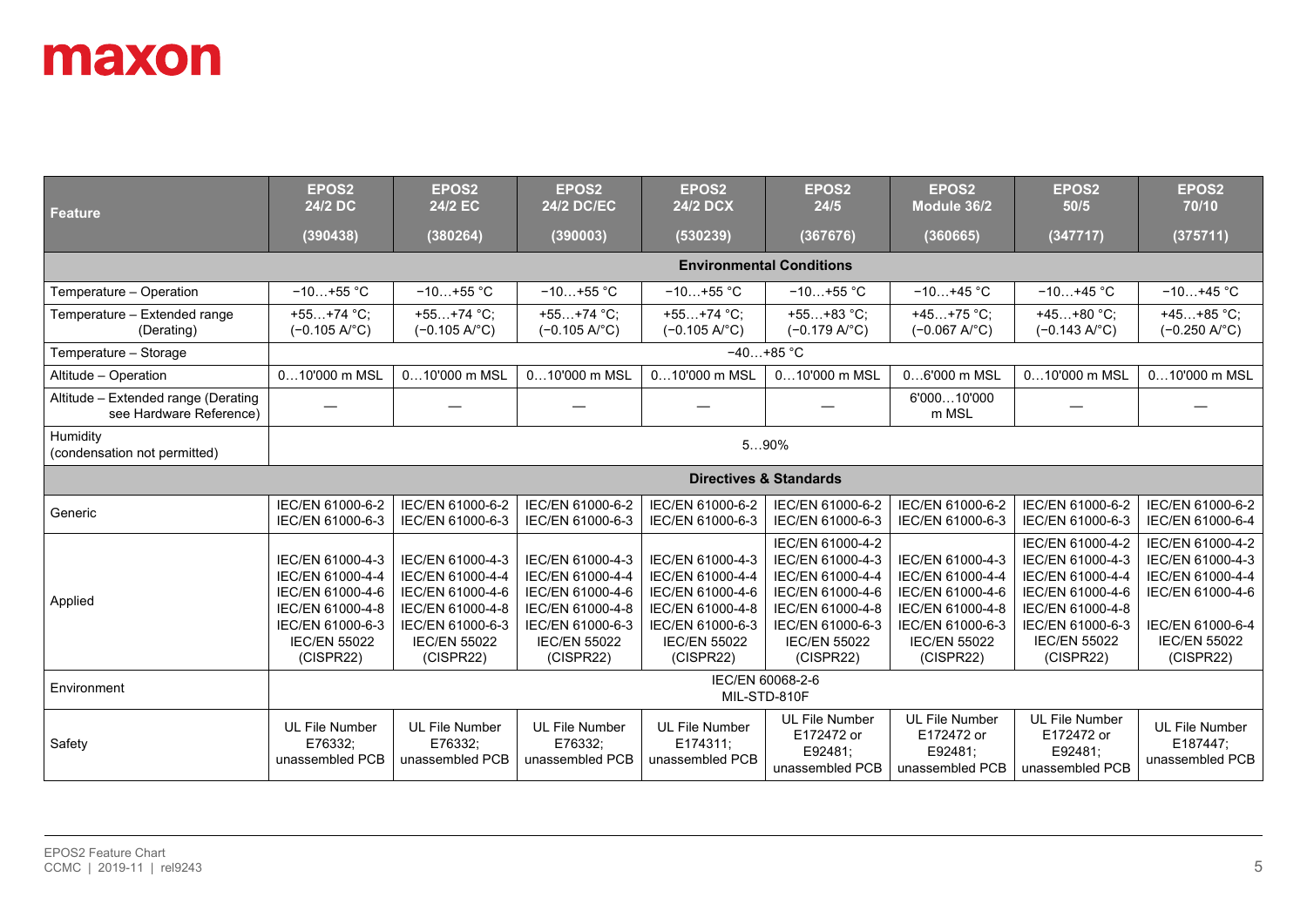| Feature | EPOS2 24/2 DC (390438) | EPOS2 24/2 EC (380264) | EPOS2 24/2 DC/EC (390003) | EPOS2 24/2 DCX (530239) | EPOS2 24/5 (367676) | EPOS2 Module 36/2 (360665) | EPOS2 50/5 (347717) | EPOS2 70/10 (375711) |
|---|---|---|---|---|---|---|---|---|
| **Environmental Conditions** | | | | | | | | |
| Temperature – Operation | −10…+55 °C | −10…+55 °C | −10…+55 °C | −10…+55 °C | −10…+55 °C | −10…+45 °C | −10…+45 °C | −10…+45 °C |
| Temperature – Extended range (Derating) | +55…+74 °C; (−0.105 A/°C) | +55…+74 °C; (−0.105 A/°C) | +55…+74 °C; (−0.105 A/°C) | +55…+74 °C; (−0.105 A/°C) | +55…+83 °C; (−0.179 A/°C) | +45…+75 °C; (−0.067 A/°C) | +45…+80 °C; (−0.143 A/°C) | +45…+85 °C; (−0.250 A/°C) |
| Temperature – Storage | −40…+85 °C | | | | | | | |
| Altitude – Operation | 0…10'000 m MSL | 0…10'000 m MSL | 0…10'000 m MSL | 0…10'000 m MSL | 0…10'000 m MSL | 0…6'000 m MSL | 0…10'000 m MSL | 0…10'000 m MSL |
| Altitude – Extended range (Derating see Hardware Reference) | — | — | — | — | — | 6'000…10'000 m MSL | — | — |
| Humidity (condensation not permitted) | 5…90% | | | | | | | |
| **Directives & Standards** | | | | | | | | |
| Generic | IEC/EN 61000-6-2 IEC/EN 61000-6-3 | IEC/EN 61000-6-2 IEC/EN 61000-6-3 | IEC/EN 61000-6-2 IEC/EN 61000-6-3 | IEC/EN 61000-6-2 IEC/EN 61000-6-3 | IEC/EN 61000-6-2 IEC/EN 61000-6-3 | IEC/EN 61000-6-2 IEC/EN 61000-6-3 | IEC/EN 61000-6-2 IEC/EN 61000-6-3 | IEC/EN 61000-6-2 IEC/EN 61000-6-4 |
| Applied | IEC/EN 61000-4-3 IEC/EN 61000-4-4 IEC/EN 61000-4-6 IEC/EN 61000-4-8 IEC/EN 61000-6-3 IEC/EN 55022 (CISPR22) | IEC/EN 61000-4-3 IEC/EN 61000-4-4 IEC/EN 61000-4-6 IEC/EN 61000-4-8 IEC/EN 61000-6-3 IEC/EN 55022 (CISPR22) | IEC/EN 61000-4-3 IEC/EN 61000-4-4 IEC/EN 61000-4-6 IEC/EN 61000-4-8 IEC/EN 61000-6-3 IEC/EN 55022 (CISPR22) | IEC/EN 61000-4-3 IEC/EN 61000-4-4 IEC/EN 61000-4-6 IEC/EN 61000-4-8 IEC/EN 61000-6-3 IEC/EN 55022 (CISPR22) | IEC/EN 61000-4-2 IEC/EN 61000-4-3 IEC/EN 61000-4-4 IEC/EN 61000-4-6 IEC/EN 61000-4-8 IEC/EN 61000-6-3 IEC/EN 55022 (CISPR22) | IEC/EN 61000-4-3 IEC/EN 61000-4-4 IEC/EN 61000-4-6 IEC/EN 61000-4-8 IEC/EN 61000-6-3 IEC/EN 55022 (CISPR22) | IEC/EN 61000-4-2 IEC/EN 61000-4-3 IEC/EN 61000-4-4 IEC/EN 61000-4-6 IEC/EN 61000-4-8 IEC/EN 61000-6-3 IEC/EN 55022 (CISPR22) | IEC/EN 61000-4-2 IEC/EN 61000-4-3 IEC/EN 61000-4-4 IEC/EN 61000-4-6 IEC/EN 61000-6-4 IEC/EN 55022 (CISPR22) |
| Environment | IEC/EN 60068-2-6 MIL-STD-810F | | | | | | | |
| Safety | UL File Number E76332; unassembled PCB | UL File Number E76332; unassembled PCB | UL File Number E76332; unassembled PCB | UL File Number E174311; unassembled PCB | UL File Number E172472 or E92481; unassembled PCB | UL File Number E172472 or E92481; unassembled PCB | UL File Number E172472 or E92481; unassembled PCB | UL File Number E187447; unassembled PCB |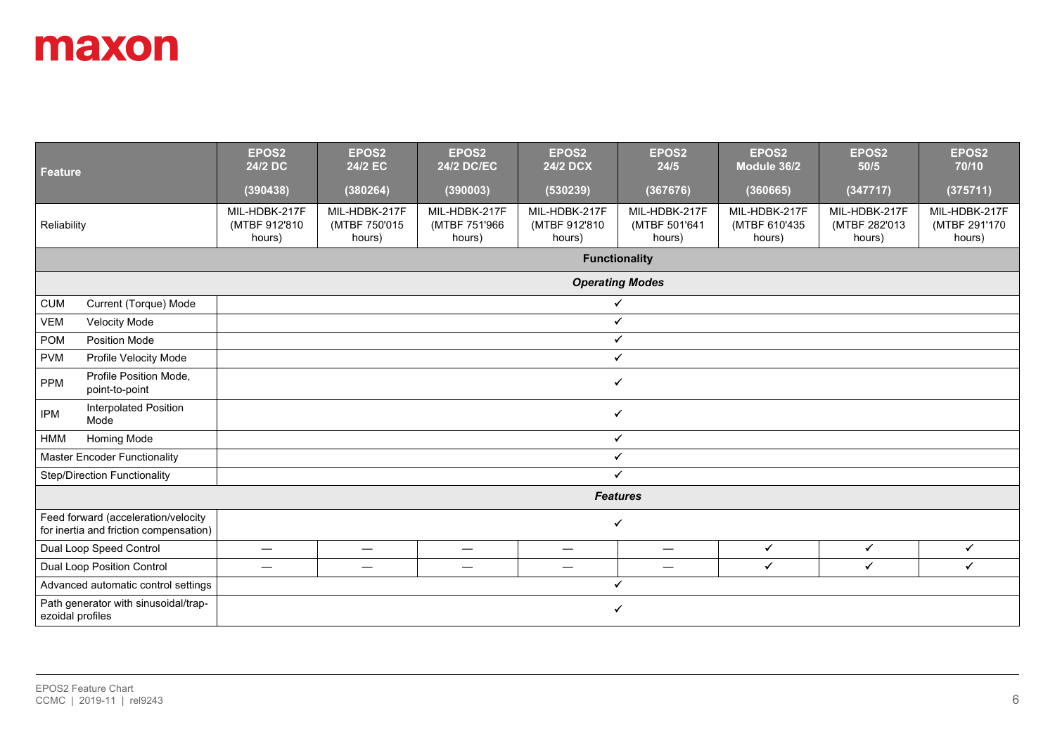| Feature | | EPOS2 24/2 DC (390438) | EPOS2 24/2 EC (380264) | EPOS2 24/2 DC/EC (390003) | EPOS2 24/2 DCX (530239) | EPOS2 24/5 (367676) | EPOS2 Module 36/2 (360665) | EPOS2 50/5 (347717) | EPOS2 70/10 (375711) |
|---|---|---|---|---|---|---|---|---|---|
| Reliability | | MIL-HDBK-217F (MTBF 912'810 hours) | MIL-HDBK-217F (MTBF 750'015 hours) | MIL-HDBK-217F (MTBF 751'966 hours) | MIL-HDBK-217F (MTBF 912'810 hours) | MIL-HDBK-217F (MTBF 501'641 hours) | MIL-HDBK-217F (MTBF 610'435 hours) | MIL-HDBK-217F (MTBF 282'013 hours) | MIL-HDBK-217F (MTBF 291'170 hours) |
| **Functionality** | | | | | | | | | |
| ***Operating Modes*** | | | | | | | | | |
| CUM | Current (Torque) Mode | ✓ | ✓ | ✓ | ✓ | ✓ | ✓ | ✓ | ✓ |
| VEM | Velocity Mode | ✓ | ✓ | ✓ | ✓ | ✓ | ✓ | ✓ | ✓ |
| POM | Position Mode | ✓ | ✓ | ✓ | ✓ | ✓ | ✓ | ✓ | ✓ |
| PVM | Profile Velocity Mode | ✓ | ✓ | ✓ | ✓ | ✓ | ✓ | ✓ | ✓ |
| PPM | Profile Position Mode, point-to-point | ✓ | ✓ | ✓ | ✓ | ✓ | ✓ | ✓ | ✓ |
| IPM | Interpolated Position Mode | ✓ | ✓ | ✓ | ✓ | ✓ | ✓ | ✓ | ✓ |
| HMM | Homing Mode | ✓ | ✓ | ✓ | ✓ | ✓ | ✓ | ✓ | ✓ |
| Master Encoder Functionality | | ✓ | ✓ | ✓ | ✓ | ✓ | ✓ | ✓ | ✓ |
| Step/Direction Functionality | | ✓ | ✓ | ✓ | ✓ | ✓ | ✓ | ✓ | ✓ |
| ***Features*** | | | | | | | | | |
| Feed forward (acceleration/velocity for inertia and friction compensation) | | ✓ | ✓ | ✓ | ✓ | ✓ | ✓ | ✓ | ✓ |
| Dual Loop Speed Control | | — | — | — | — | — | ✓ | ✓ | ✓ |
| Dual Loop Position Control | | — | — | — | — | — | ✓ | ✓ | ✓ |
| Advanced automatic control settings | | ✓ | ✓ | ✓ | ✓ | ✓ | ✓ | ✓ | ✓ |
| Path generator with sinusoidal/trapezoidal profiles | | ✓ | ✓ | ✓ | ✓ | ✓ | ✓ | ✓ | ✓ |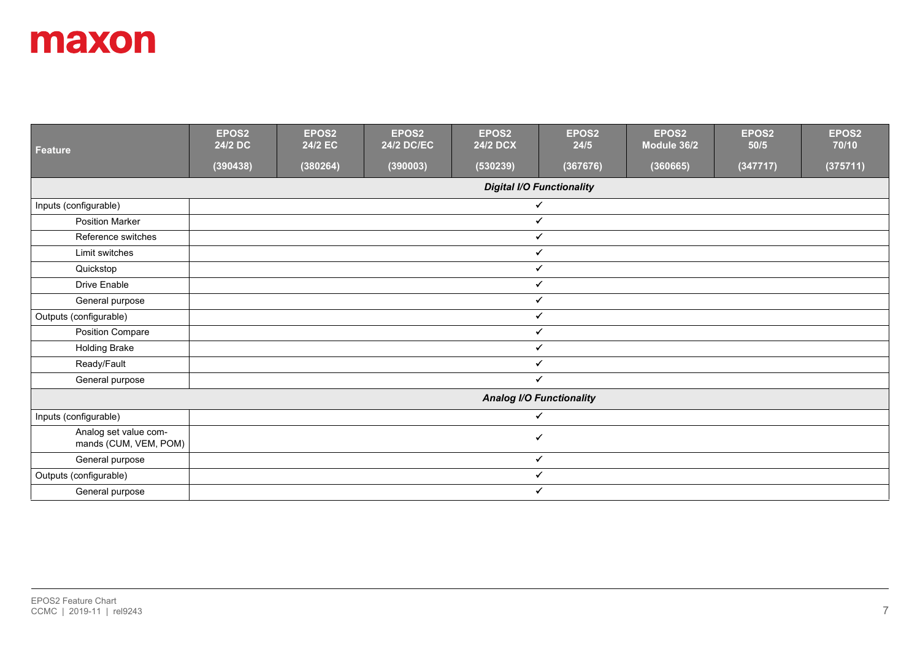| Feature | EPOS2 24/2 DC (390438) | EPOS2 24/2 EC (380264) | EPOS2 24/2 DC/EC (390003) | EPOS2 24/2 DCX (530239) | EPOS2 24/5 (367676) | EPOS2 Module 36/2 (360665) | EPOS2 50/5 (347717) | EPOS2 70/10 (375711) |
|---|---|---|---|---|---|---|---|---|
| ***Digital I/O Functionality*** | | | | | | | | |
| Inputs (configurable) | ✓ | | | | | | | |
| Position Marker | ✓ | | | | | | | |
| Reference switches | ✓ | | | | | | | |
| Limit switches | ✓ | | | | | | | |
| Quickstop | ✓ | | | | | | | |
| Drive Enable | ✓ | | | | | | | |
| General purpose | ✓ | | | | | | | |
| Outputs (configurable) | ✓ | | | | | | | |
| Position Compare | ✓ | | | | | | | |
| Holding Brake | ✓ | | | | | | | |
| Ready/Fault | ✓ | | | | | | | |
| General purpose | ✓ | | | | | | | |
| ***Analog I/O Functionality*** | | | | | | | | |
| Inputs (configurable) | ✓ | | | | | | | |
| Analog set value commands (CUM, VEM, POM) | ✓ | | | | | | | |
| General purpose | ✓ | | | | | | | |
| Outputs (configurable) | ✓ | | | | | | | |
| General purpose | ✓ | | | | | | | |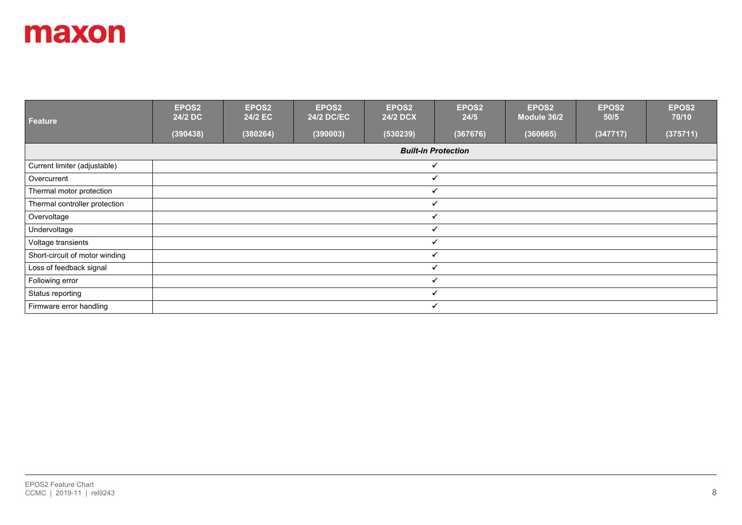| Feature | EPOS2 24/2 DC (390438) | EPOS2 24/2 EC (380264) | EPOS2 24/2 DC/EC (390003) | EPOS2 24/2 DCX (530239) | EPOS2 24/5 (367676) | EPOS2 Module 36/2 (360665) | EPOS2 50/5 (347717) | EPOS2 70/10 (375711) |
|---|---|---|---|---|---|---|---|---|
| ***Built-in Protection*** | | | | | | | | |
| Current limiter (adjustable) | ✓ | ✓ | ✓ | ✓ | ✓ | ✓ | ✓ | ✓ |
| Overcurrent | ✓ | ✓ | ✓ | ✓ | ✓ | ✓ | ✓ | ✓ |
| Thermal motor protection | ✓ | ✓ | ✓ | ✓ | ✓ | ✓ | ✓ | ✓ |
| Thermal controller protection | ✓ | ✓ | ✓ | ✓ | ✓ | ✓ | ✓ | ✓ |
| Overvoltage | ✓ | ✓ | ✓ | ✓ | ✓ | ✓ | ✓ | ✓ |
| Undervoltage | ✓ | ✓ | ✓ | ✓ | ✓ | ✓ | ✓ | ✓ |
| Voltage transients | ✓ | ✓ | ✓ | ✓ | ✓ | ✓ | ✓ | ✓ |
| Short-circuit of motor winding | ✓ | ✓ | ✓ | ✓ | ✓ | ✓ | ✓ | ✓ |
| Loss of feedback signal | ✓ | ✓ | ✓ | ✓ | ✓ | ✓ | ✓ | ✓ |
| Following error | ✓ | ✓ | ✓ | ✓ | ✓ | ✓ | ✓ | ✓ |
| Status reporting | ✓ | ✓ | ✓ | ✓ | ✓ | ✓ | ✓ | ✓ |
| Firmware error handling | ✓ | ✓ | ✓ | ✓ | ✓ | ✓ | ✓ | ✓ |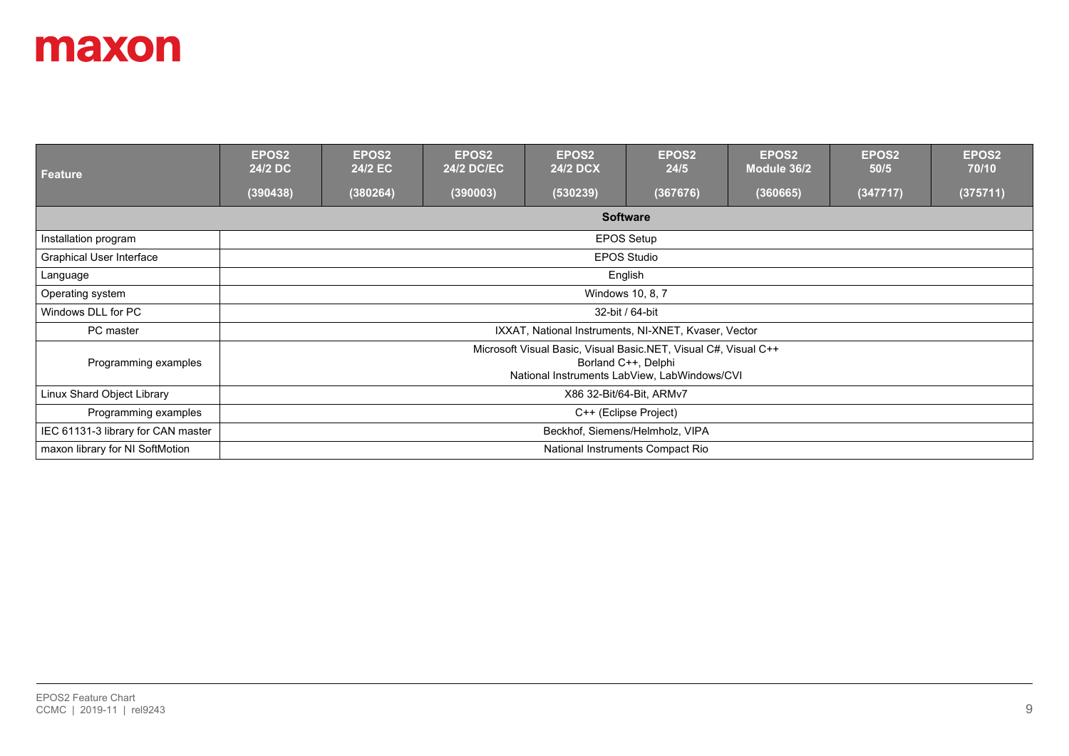| Feature | EPOS2 24/2 DC (390438) | EPOS2 24/2 EC (380264) | EPOS2 24/2 DC/EC (390003) | EPOS2 24/2 DCX (530239) | EPOS2 24/5 (367676) | EPOS2 Module 36/2 (360665) | EPOS2 50/5 (347717) | EPOS2 70/10 (375711) |
|---|---|---|---|---|---|---|---|---|
| **Software** | | | | | | | | |
| Installation program | EPOS Setup | | | | | | | |
| Graphical User Interface | EPOS Studio | | | | | | | |
| Language | English | | | | | | | |
| Operating system | Windows 10, 8, 7 | | | | | | | |
| Windows DLL for PC | 32-bit / 64-bit | | | | | | | |
| PC master | IXXAT, National Instruments, NI-XNET, Kvaser, Vector | | | | | | | |
| Programming examples | Microsoft Visual Basic, Visual Basic.NET, Visual C#, Visual C++<br>Borland C++, Delphi<br>National Instruments LabView, LabWindows/CVI | | | | | | | |
| Linux Shard Object Library | X86 32-Bit/64-Bit, ARMv7 | | | | | | | |
| Programming examples | C++ (Eclipse Project) | | | | | | | |
| IEC 61131-3 library for CAN master | Beckhof, Siemens/Helmholz, VIPA | | | | | | | |
| maxon library for NI SoftMotion | National Instruments Compact Rio | | | | | | | |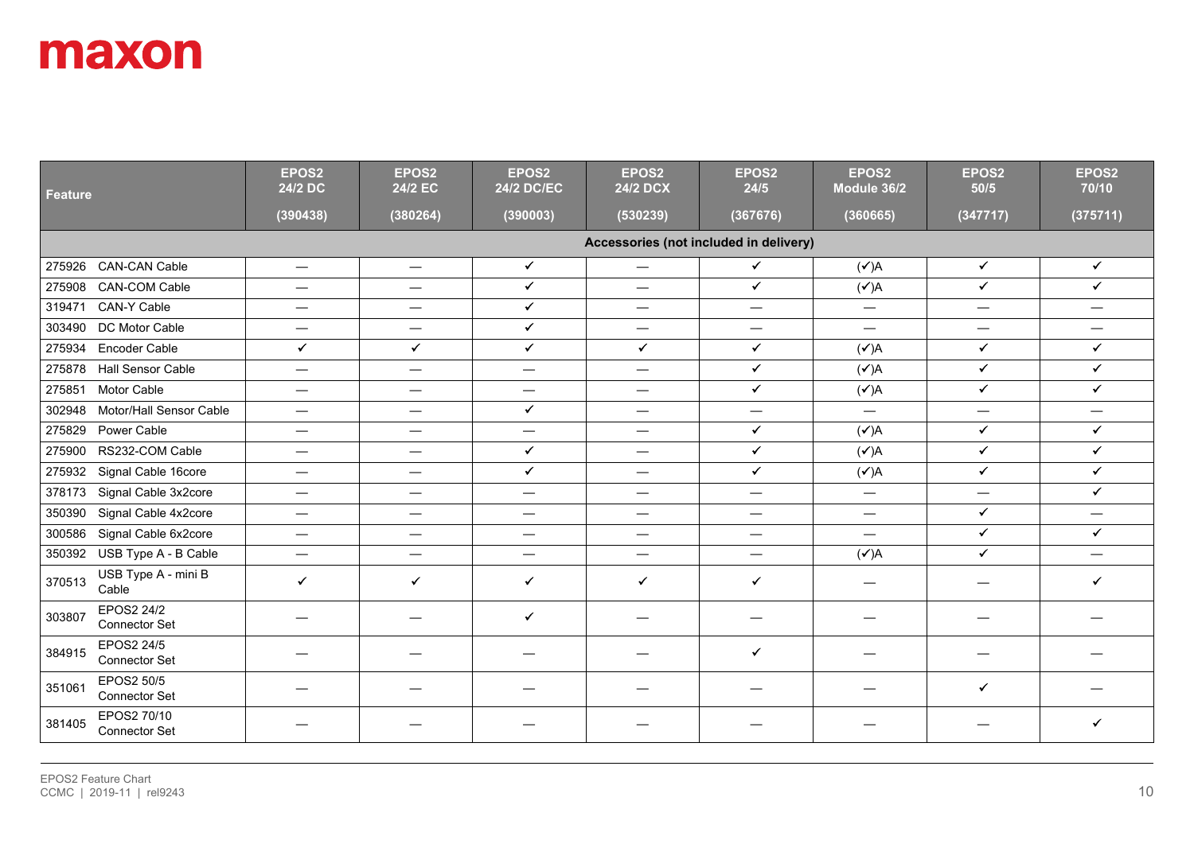maxon

| Feature | EPOS2 24/2 DC (390438) | EPOS2 24/2 EC (380264) | EPOS2 24/2 DC/EC (390003) | EPOS2 24/2 DCX (530239) | EPOS2 24/5 (367676) | EPOS2 Module 36/2 (360665) | EPOS2 50/5 (347717) | EPOS2 70/10 (375711) |
|---|---|---|---|---|---|---|---|---|
| **Accessories (not included in delivery)** | | | | | | | | |
| 275926 CAN-CAN Cable | — | — | ✓ | — | ✓ | (✓)A | ✓ | ✓ |
| 275908 CAN-COM Cable | — | — | ✓ | — | ✓ | (✓)A | ✓ | ✓ |
| 319471 CAN-Y Cable | — | — | ✓ | — | — | — | — | — |
| 303490 DC Motor Cable | — | — | ✓ | — | — | — | — | — |
| 275934 Encoder Cable | ✓ | ✓ | ✓ | ✓ | ✓ | (✓)A | ✓ | ✓ |
| 275878 Hall Sensor Cable | — | — | — | — | ✓ | (✓)A | ✓ | ✓ |
| 275851 Motor Cable | — | — | — | — | ✓ | (✓)A | ✓ | ✓ |
| 302948 Motor/Hall Sensor Cable | — | — | ✓ | — | — | — | — | — |
| 275829 Power Cable | — | — | — | — | ✓ | (✓)A | ✓ | ✓ |
| 275900 RS232-COM Cable | — | — | ✓ | — | ✓ | (✓)A | ✓ | ✓ |
| 275932 Signal Cable 16core | — | — | ✓ | — | ✓ | (✓)A | ✓ | ✓ |
| 378173 Signal Cable 3x2core | — | — | — | — | — | — | — | ✓ |
| 350390 Signal Cable 4x2core | — | — | — | — | — | — | ✓ | — |
| 300586 Signal Cable 6x2core | — | — | — | — | — | — | ✓ | ✓ |
| 350392 USB Type A - B Cable | — | — | — | — | — | (✓)A | ✓ | — |
| 370513 USB Type A - mini B Cable | ✓ | ✓ | ✓ | ✓ | ✓ | — | — | ✓ |
| 303807 EPOS2 24/2 Connector Set | — | — | ✓ | — | — | — | — | — |
| 384915 EPOS2 24/5 Connector Set | — | — | — | — | ✓ | — | — | — |
| 351061 EPOS2 50/5 Connector Set | — | — | — | — | — | — | ✓ | — |
| 381405 EPOS2 70/10 Connector Set | — | — | — | — | — | — | — | ✓ |

EPOS2 Feature Chart
CCMC | 2019-11 | rel9243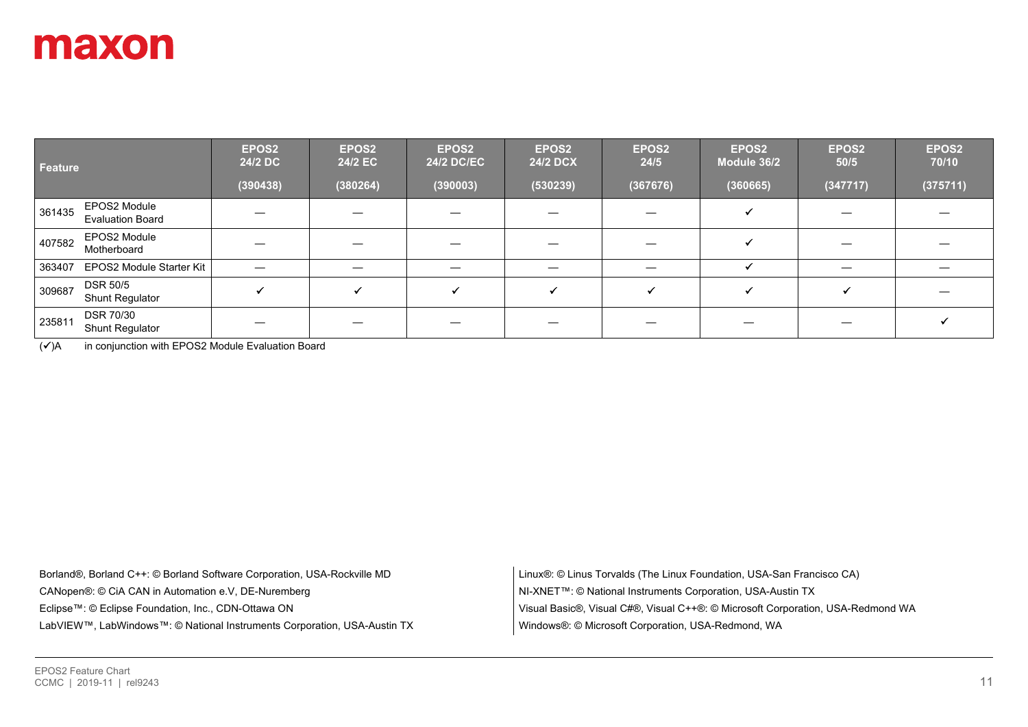| Feature | | EPOS2 24/2 DC (390438) | EPOS2 24/2 EC (380264) | EPOS2 24/2 DC/EC (390003) | EPOS2 24/2 DCX (530239) | EPOS2 24/5 (367676) | EPOS2 Module 36/2 (360665) | EPOS2 50/5 (347717) | EPOS2 70/10 (375711) |
|---|---|---|---|---|---|---|---|---|---|
| 361435 | EPOS2 Module Evaluation Board | — | — | — | — | — | ✓ | — | — |
| 407582 | EPOS2 Module Motherboard | — | — | — | — | — | ✓ | — | — |
| 363407 | EPOS2 Module Starter Kit | — | — | — | — | — | ✓ | — | — |
| 309687 | DSR 50/5 Shunt Regulator | ✓ | ✓ | ✓ | ✓ | ✓ | ✓ | ✓ | — |
| 235811 | DSR 70/30 Shunt Regulator | — | — | — | — | — | — | — | ✓ |

(✓)A in conjunction with EPOS2 Module Evaluation Board

Borland®, Borland C++: © Borland Software Corporation, USA-Rockville MD

CANopen®: © CiA CAN in Automation e.V, DE-Nuremberg

Eclipse™: © Eclipse Foundation, Inc., CDN-Ottawa ON

LabVIEW™, LabWindows™: © National Instruments Corporation, USA-Austin TX

Linux®: © Linus Torvalds (The Linux Foundation, USA-San Francisco CA)

NI-XNET™: © National Instruments Corporation, USA-Austin TX

Visual Basic®, Visual C#®, Visual C++®: © Microsoft Corporation, USA-Redmond WA

Windows®: © Microsoft Corporation, USA-Redmond, WA

EPOS2 Feature Chart
CCMC | 2019-11 | rel9243